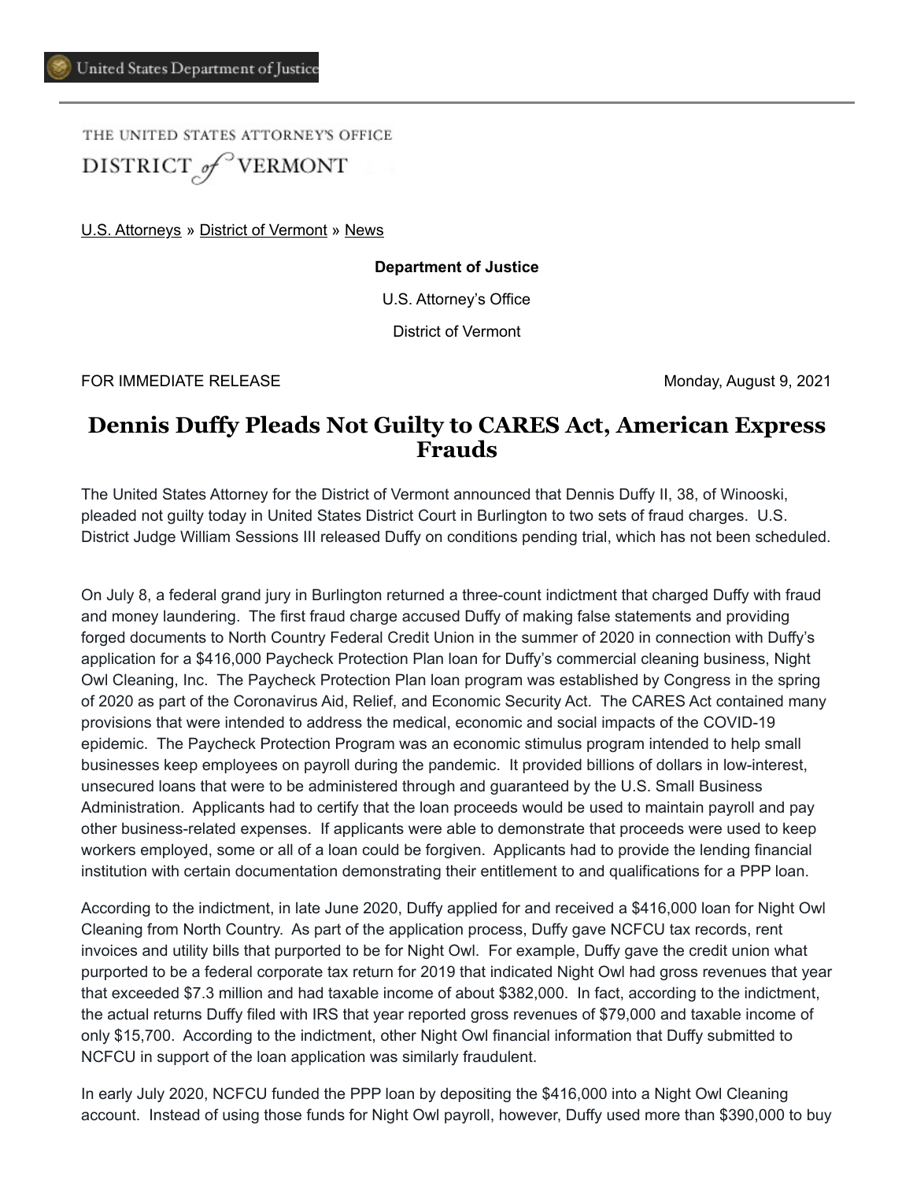United States Department of Justice

THE UNITED STATES ATTORNEY'S OFFICE
DISTRICT *of* VERMONT

U.S. Attorneys » District of Vermont » News

**Department of Justice**

U.S. Attorney's Office

District of Vermont

FOR IMMEDIATE RELEASE Monday, August 9, 2021

# Dennis Duffy Pleads Not Guilty to CARES Act, American Express Frauds

The United States Attorney for the District of Vermont announced that Dennis Duffy II, 38, of Winooski, pleaded not guilty today in United States District Court in Burlington to two sets of fraud charges. U.S. District Judge William Sessions III released Duffy on conditions pending trial, which has not been scheduled.

On July 8, a federal grand jury in Burlington returned a three-count indictment that charged Duffy with fraud and money laundering. The first fraud charge accused Duffy of making false statements and providing forged documents to North Country Federal Credit Union in the summer of 2020 in connection with Duffy's application for a $416,000 Paycheck Protection Plan loan for Duffy's commercial cleaning business, Night Owl Cleaning, Inc. The Paycheck Protection Plan loan program was established by Congress in the spring of 2020 as part of the Coronavirus Aid, Relief, and Economic Security Act. The CARES Act contained many provisions that were intended to address the medical, economic and social impacts of the COVID-19 epidemic. The Paycheck Protection Program was an economic stimulus program intended to help small businesses keep employees on payroll during the pandemic. It provided billions of dollars in low-interest, unsecured loans that were to be administered through and guaranteed by the U.S. Small Business Administration. Applicants had to certify that the loan proceeds would be used to maintain payroll and pay other business-related expenses. If applicants were able to demonstrate that proceeds were used to keep workers employed, some or all of a loan could be forgiven. Applicants had to provide the lending financial institution with certain documentation demonstrating their entitlement to and qualifications for a PPP loan.

According to the indictment, in late June 2020, Duffy applied for and received a $416,000 loan for Night Owl Cleaning from North Country. As part of the application process, Duffy gave NCFCU tax records, rent invoices and utility bills that purported to be for Night Owl. For example, Duffy gave the credit union what purported to be a federal corporate tax return for 2019 that indicated Night Owl had gross revenues that year that exceeded $7.3 million and had taxable income of about $382,000. In fact, according to the indictment, the actual returns Duffy filed with IRS that year reported gross revenues of $79,000 and taxable income of only $15,700. According to the indictment, other Night Owl financial information that Duffy submitted to NCFCU in support of the loan application was similarly fraudulent.

In early July 2020, NCFCU funded the PPP loan by depositing the $416,000 into a Night Owl Cleaning account. Instead of using those funds for Night Owl payroll, however, Duffy used more than $390,000 to buy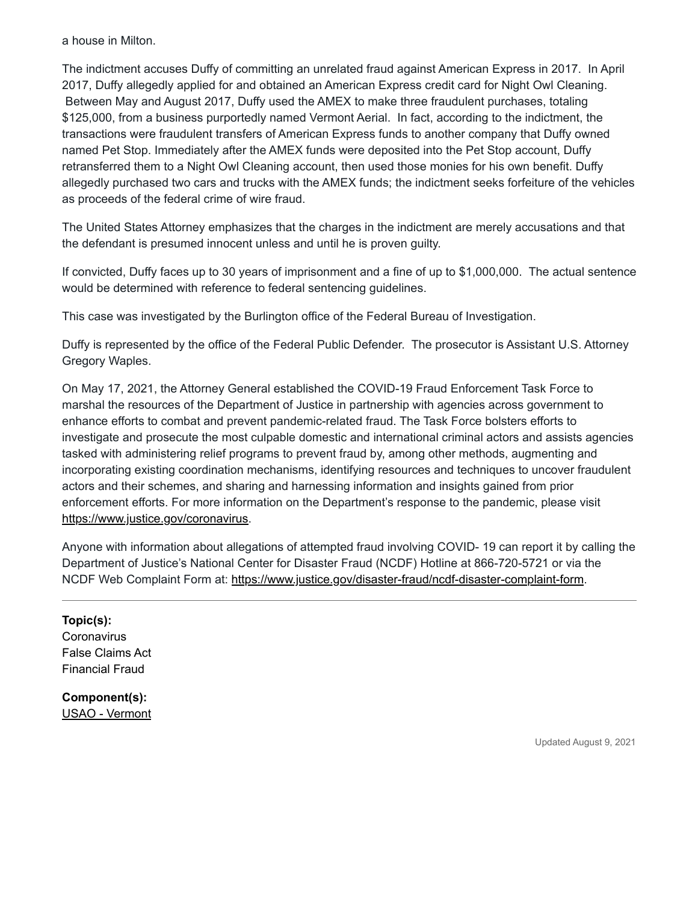a house in Milton.

The indictment accuses Duffy of committing an unrelated fraud against American Express in 2017. In April 2017, Duffy allegedly applied for and obtained an American Express credit card for Night Owl Cleaning. Between May and August 2017, Duffy used the AMEX to make three fraudulent purchases, totaling $125,000, from a business purportedly named Vermont Aerial. In fact, according to the indictment, the transactions were fraudulent transfers of American Express funds to another company that Duffy owned named Pet Stop. Immediately after the AMEX funds were deposited into the Pet Stop account, Duffy retransferred them to a Night Owl Cleaning account, then used those monies for his own benefit. Duffy allegedly purchased two cars and trucks with the AMEX funds; the indictment seeks forfeiture of the vehicles as proceeds of the federal crime of wire fraud.

The United States Attorney emphasizes that the charges in the indictment are merely accusations and that the defendant is presumed innocent unless and until he is proven guilty.

If convicted, Duffy faces up to 30 years of imprisonment and a fine of up to $1,000,000. The actual sentence would be determined with reference to federal sentencing guidelines.

This case was investigated by the Burlington office of the Federal Bureau of Investigation.

Duffy is represented by the office of the Federal Public Defender. The prosecutor is Assistant U.S. Attorney Gregory Waples.

On May 17, 2021, the Attorney General established the COVID-19 Fraud Enforcement Task Force to marshal the resources of the Department of Justice in partnership with agencies across government to enhance efforts to combat and prevent pandemic-related fraud. The Task Force bolsters efforts to investigate and prosecute the most culpable domestic and international criminal actors and assists agencies tasked with administering relief programs to prevent fraud by, among other methods, augmenting and incorporating existing coordination mechanisms, identifying resources and techniques to uncover fraudulent actors and their schemes, and sharing and harnessing information and insights gained from prior enforcement efforts. For more information on the Department's response to the pandemic, please visit https://www.justice.gov/coronavirus.

Anyone with information about allegations of attempted fraud involving COVID- 19 can report it by calling the Department of Justice's National Center for Disaster Fraud (NCDF) Hotline at 866-720-5721 or via the NCDF Web Complaint Form at: https://www.justice.gov/disaster-fraud/ncdf-disaster-complaint-form.

---

**Topic(s):**
Coronavirus
False Claims Act
Financial Fraud

**Component(s):**
USAO - Vermont

Updated August 9, 2021